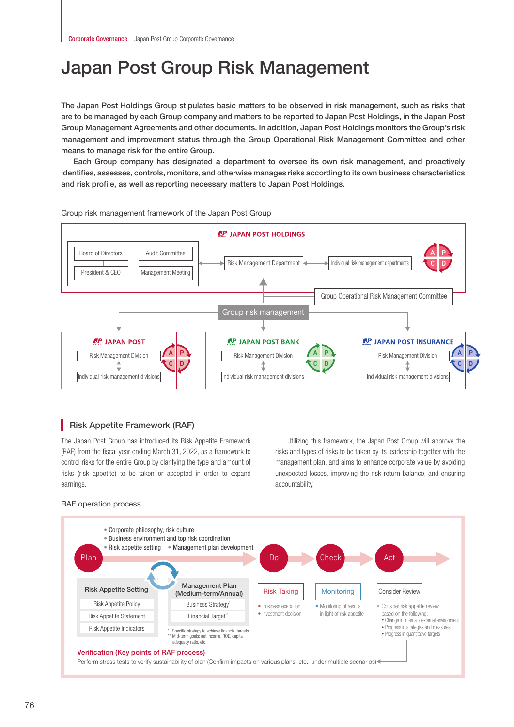# Japan Post Group Risk Management

The Japan Post Holdings Group stipulates basic matters to be observed in risk management, such as risks that are to be managed by each Group company and matters to be reported to Japan Post Holdings, in the Japan Post Group Management Agreements and other documents. In addition, Japan Post Holdings monitors the Group's risk management and improvement status through the Group Operational Risk Management Committee and other means to manage risk for the entire Group.

Each Group company has designated a department to oversee its own risk management, and proactively identifies, assesses, controls, monitors, and otherwise manages risks according to its own business characteristics and risk profile, as well as reporting necessary matters to Japan Post Holdings.

Group risk management framework of the Japan Post Group

JAPAN POST HOLDINGS
- Board of Directors
- Audit Committee
- President & CEO
- Management Meeting
- Risk Management Department
- Individual risk management departments
- A P C D
- Group Operational Risk Management Committee

Group risk management

JAPAN POST
- Risk Management Division
- Individual risk management divisions
- A P C D

JAPAN POST BANK
- Risk Management Division
- Individual risk management divisions
- A P C D

JAPAN POST INSURANCE
- Risk Management Division
- Individual risk management divisions
- A P C D

## Risk Appetite Framework (RAF)

The Japan Post Group has introduced its Risk Appetite Framework (RAF) from the fiscal year ending March 31, 2022, as a framework to control risks for the entire Group by clarifying the type and amount of risks (risk appetite) to be taken or accepted in order to expand earnings.

Utilizing this framework, the Japan Post Group will approve the risks and types of risks to be taken by its leadership together with the management plan, and aims to enhance corporate value by avoiding unexpected losses, improving the risk-return balance, and ensuring accountability.

RAF operation process

**Plan**
- Corporate philosophy, risk culture
- Business environment and top risk coordination
- Risk appetite setting
- Management plan development

Risk Appetite Setting
- Risk Appetite Policy
- Risk Appetite Statement
- Risk Appetite Indicators

Management Plan (Medium-term/Annual)
- Business Strategy*
- Financial Target**

\* Specific strategy to achieve financial targets
\** Mid-term goals: net income, ROE, capital adequacy ratio, etc.

**Do** — Risk Taking
- Business execution
- Investment decision

**Check** — Monitoring
- Monitoring of results in light of risk appetite

**Act** — Consider Review
- Consider risk appetite review based on the following:
  - Change in internal / external environment
  - Progress in strategies and measures
  - Progress in quantitative targets

Verification (Key points of RAF process)

Perform stress tests to verify sustainability of plan (Confirm impacts on various plans, etc., under multiple scenarios)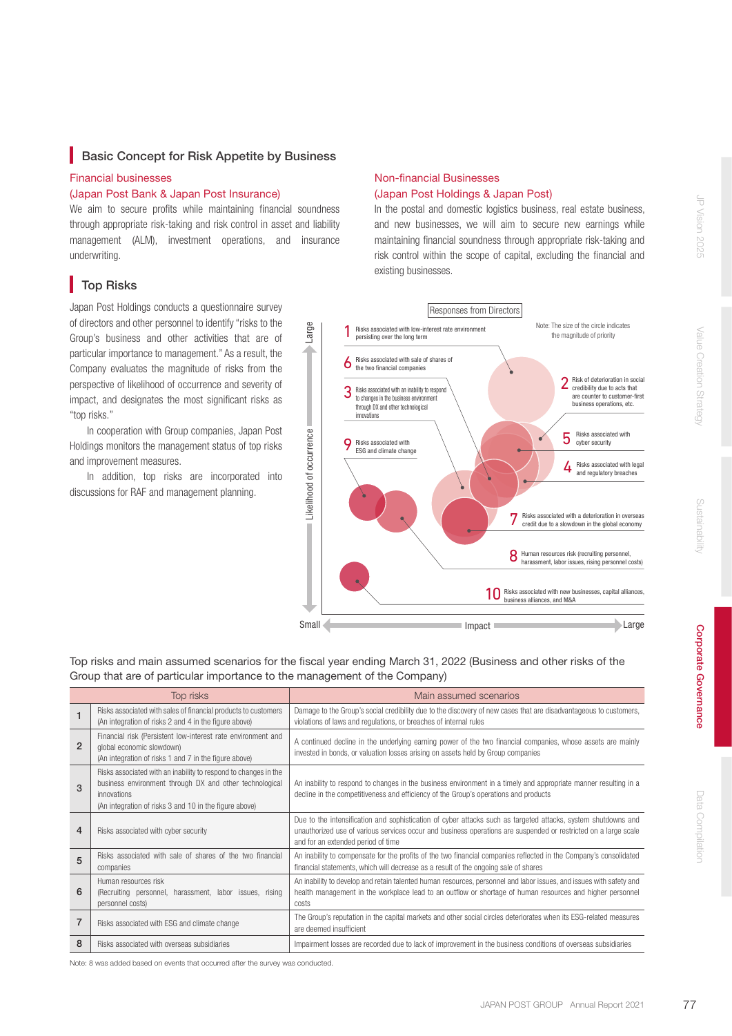## Basic Concept for Risk Appetite by Business

### Financial businesses
### (Japan Post Bank & Japan Post Insurance)

We aim to secure profits while maintaining financial soundness through appropriate risk-taking and risk control in asset and liability management (ALM), investment operations, and insurance underwriting.

### Non-financial Businesses
### (Japan Post Holdings & Japan Post)

In the postal and domestic logistics business, real estate business, and new businesses, we will aim to secure new earnings while maintaining financial soundness through appropriate risk-taking and risk control within the scope of capital, excluding the financial and existing businesses.

## Top Risks

Japan Post Holdings conducts a questionnaire survey of directors and other personnel to identify "risks to the Group's business and other activities that are of particular importance to management." As a result, the Company evaluates the magnitude of risks from the perspective of likelihood of occurrence and severity of impact, and designates the most significant risks as "top risks."

In cooperation with Group companies, Japan Post Holdings monitors the management status of top risks and improvement measures.

In addition, top risks are incorporated into discussions for RAF and management planning.

Responses from Directors

Note: The size of the circle indicates the magnitude of priority

Likelihood of occurrence: Small — Large

Impact: Small — Large

1 Risks associated with low-interest rate environment persisting over the long term

2 Risk of deterioration in social credibility due to acts that are counter to customer-first business operations, etc.

3 Risks associated with an inability to respond to changes in the business environment through DX and other technological innovations

4 Risks associated with legal and regulatory breaches

5 Risks associated with cyber security

6 Risks associated with sale of shares of the two financial companies

7 Risks associated with a deterioration in overseas credit due to a slowdown in the global economy

8 Human resources risk (recruiting personnel, harassment, labor issues, rising personnel costs)

9 Risks associated with ESG and climate change

10 Risks associated with new businesses, capital alliances, business alliances, and M&A

Top risks and main assumed scenarios for the fiscal year ending March 31, 2022 (Business and other risks of the Group that are of particular importance to the management of the Company)

| | Top risks | Main assumed scenarios |
|---|---|---|
| 1 | Risks associated with sales of financial products to customers (An integration of risks 2 and 4 in the figure above) | Damage to the Group's social credibility due to the discovery of new cases that are disadvantageous to customers, violations of laws and regulations, or breaches of internal rules |
| 2 | Financial risk (Persistent low-interest rate environment and global economic slowdown) (An integration of risks 1 and 7 in the figure above) | A continued decline in the underlying earning power of the two financial companies, whose assets are mainly invested in bonds, or valuation losses arising on assets held by Group companies |
| 3 | Risks associated with an inability to respond to changes in the business environment through DX and other technological innovations (An integration of risks 3 and 10 in the figure above) | An inability to respond to changes in the business environment in a timely and appropriate manner resulting in a decline in the competitiveness and efficiency of the Group's operations and products |
| 4 | Risks associated with cyber security | Due to the intensification and sophistication of cyber attacks such as targeted attacks, system shutdowns and unauthorized use of various services occur and business operations are suspended or restricted on a large scale and for an extended period of time |
| 5 | Risks associated with sale of shares of the two financial companies | An inability to compensate for the profits of the two financial companies reflected in the Company's consolidated financial statements, which will decrease as a result of the ongoing sale of shares |
| 6 | Human resources risk (Recruiting personnel, harassment, labor issues, rising personnel costs) | An inability to develop and retain talented human resources, personnel and labor issues, and issues with safety and health management in the workplace lead to an outflow or shortage of human resources and higher personnel costs |
| 7 | Risks associated with ESG and climate change | The Group's reputation in the capital markets and other social circles deteriorates when its ESG-related measures are deemed insufficient |
| 8 | Risks associated with overseas subsidiaries | Impairment losses are recorded due to lack of improvement in the business conditions of overseas subsidiaries |

Note: 8 was added based on events that occurred after the survey was conducted.